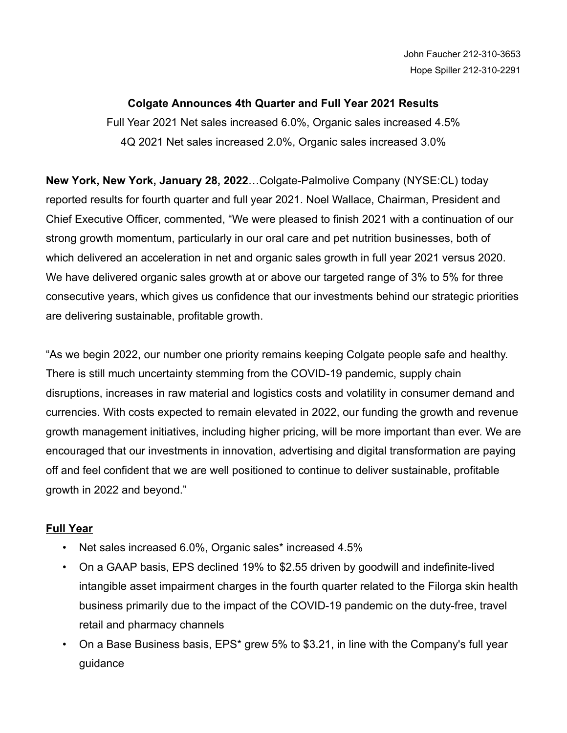John Faucher 212-310-3653
Hope Spiller 212-310-2291

# Colgate Announces 4th Quarter and Full Year 2021 Results

Full Year 2021 Net sales increased 6.0%, Organic sales increased 4.5%

4Q 2021 Net sales increased 2.0%, Organic sales increased 3.0%

**New York, New York, January 28, 2022**…Colgate-Palmolive Company (NYSE:CL) today reported results for fourth quarter and full year 2021. Noel Wallace, Chairman, President and Chief Executive Officer, commented, "We were pleased to finish 2021 with a continuation of our strong growth momentum, particularly in our oral care and pet nutrition businesses, both of which delivered an acceleration in net and organic sales growth in full year 2021 versus 2020. We have delivered organic sales growth at or above our targeted range of 3% to 5% for three consecutive years, which gives us confidence that our investments behind our strategic priorities are delivering sustainable, profitable growth.

"As we begin 2022, our number one priority remains keeping Colgate people safe and healthy. There is still much uncertainty stemming from the COVID-19 pandemic, supply chain disruptions, increases in raw material and logistics costs and volatility in consumer demand and currencies. With costs expected to remain elevated in 2022, our funding the growth and revenue growth management initiatives, including higher pricing, will be more important than ever. We are encouraged that our investments in innovation, advertising and digital transformation are paying off and feel confident that we are well positioned to continue to deliver sustainable, profitable growth in 2022 and beyond."

## Full Year

- Net sales increased 6.0%, Organic sales* increased 4.5%
- On a GAAP basis, EPS declined 19% to $2.55 driven by goodwill and indefinite-lived intangible asset impairment charges in the fourth quarter related to the Filorga skin health business primarily due to the impact of the COVID-19 pandemic on the duty-free, travel retail and pharmacy channels
- On a Base Business basis, EPS* grew 5% to $3.21, in line with the Company's full year guidance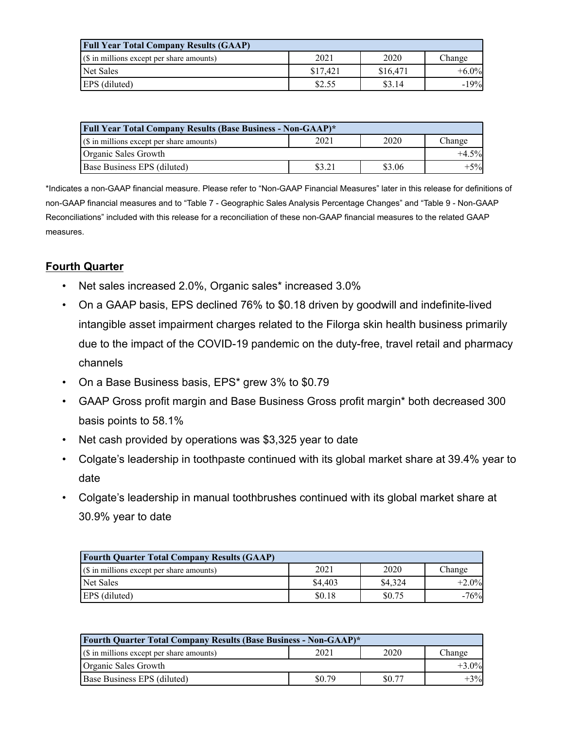| **Full Year Total Company Results (GAAP)** | | | |
|---|---|---|---|
| ($ in millions except per share amounts) | 2021 | 2020 | Change |
| Net Sales | $17,421 | $16,471 | +6.0% |
| EPS (diluted) | $2.55 | $3.14 | -19% |

| **Full Year Total Company Results (Base Business - Non-GAAP)*** | | | |
|---|---|---|---|
| ($ in millions except per share amounts) | 2021 | 2020 | Change |
| Organic Sales Growth | | | +4.5% |
| Base Business EPS (diluted) | $3.21 | $3.06 | +5% |

*Indicates a non-GAAP financial measure. Please refer to "Non-GAAP Financial Measures" later in this release for definitions of non-GAAP financial measures and to "Table 7 - Geographic Sales Analysis Percentage Changes" and "Table 9 - Non-GAAP Reconciliations" included with this release for a reconciliation of these non-GAAP financial measures to the related GAAP measures.

## Fourth Quarter

- Net sales increased 2.0%, Organic sales* increased 3.0%
- On a GAAP basis, EPS declined 76% to $0.18 driven by goodwill and indefinite-lived intangible asset impairment charges related to the Filorga skin health business primarily due to the impact of the COVID-19 pandemic on the duty-free, travel retail and pharmacy channels
- On a Base Business basis, EPS* grew 3% to $0.79
- GAAP Gross profit margin and Base Business Gross profit margin* both decreased 300 basis points to 58.1%
- Net cash provided by operations was $3,325 year to date
- Colgate's leadership in toothpaste continued with its global market share at 39.4% year to date
- Colgate's leadership in manual toothbrushes continued with its global market share at 30.9% year to date

| **Fourth Quarter Total Company Results (GAAP)** | | | |
|---|---|---|---|
| ($ in millions except per share amounts) | 2021 | 2020 | Change |
| Net Sales | $4,403 | $4,324 | +2.0% |
| EPS (diluted) | $0.18 | $0.75 | -76% |

| **Fourth Quarter Total Company Results (Base Business - Non-GAAP)*** | | | |
|---|---|---|---|
| ($ in millions except per share amounts) | 2021 | 2020 | Change |
| Organic Sales Growth | | | +3.0% |
| Base Business EPS (diluted) | $0.79 | $0.77 | +3% |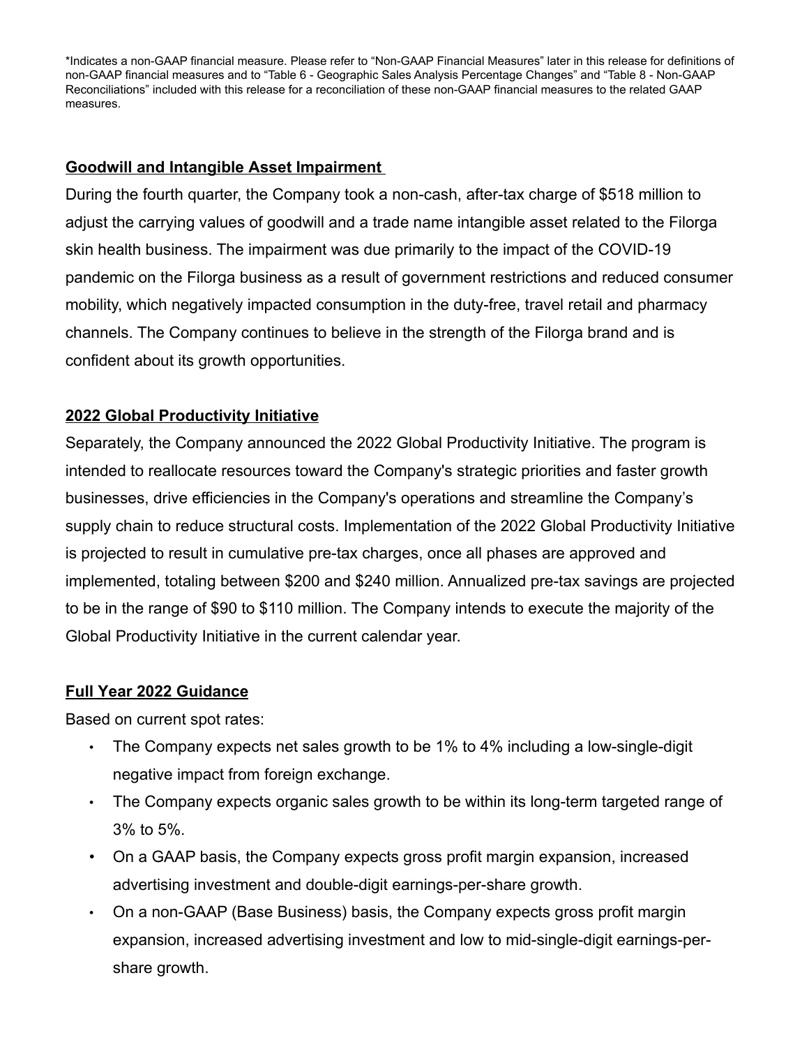*Indicates a non-GAAP financial measure. Please refer to “Non-GAAP Financial Measures” later in this release for definitions of non-GAAP financial measures and to “Table 6 - Geographic Sales Analysis Percentage Changes” and “Table 8 - Non-GAAP Reconciliations” included with this release for a reconciliation of these non-GAAP financial measures to the related GAAP measures.

## Goodwill and Intangible Asset Impairment

During the fourth quarter, the Company took a non-cash, after-tax charge of $518 million to adjust the carrying values of goodwill and a trade name intangible asset related to the Filorga skin health business. The impairment was due primarily to the impact of the COVID-19 pandemic on the Filorga business as a result of government restrictions and reduced consumer mobility, which negatively impacted consumption in the duty-free, travel retail and pharmacy channels. The Company continues to believe in the strength of the Filorga brand and is confident about its growth opportunities.

## 2022 Global Productivity Initiative

Separately, the Company announced the 2022 Global Productivity Initiative. The program is intended to reallocate resources toward the Company's strategic priorities and faster growth businesses, drive efficiencies in the Company's operations and streamline the Company’s supply chain to reduce structural costs. Implementation of the 2022 Global Productivity Initiative is projected to result in cumulative pre-tax charges, once all phases are approved and implemented, totaling between $200 and $240 million. Annualized pre-tax savings are projected to be in the range of $90 to $110 million. The Company intends to execute the majority of the Global Productivity Initiative in the current calendar year.

## Full Year 2022 Guidance

Based on current spot rates:

- The Company expects net sales growth to be 1% to 4% including a low-single-digit negative impact from foreign exchange.
- The Company expects organic sales growth to be within its long-term targeted range of 3% to 5%.
- On a GAAP basis, the Company expects gross profit margin expansion, increased advertising investment and double-digit earnings-per-share growth.
- On a non-GAAP (Base Business) basis, the Company expects gross profit margin expansion, increased advertising investment and low to mid-single-digit earnings-per-share growth.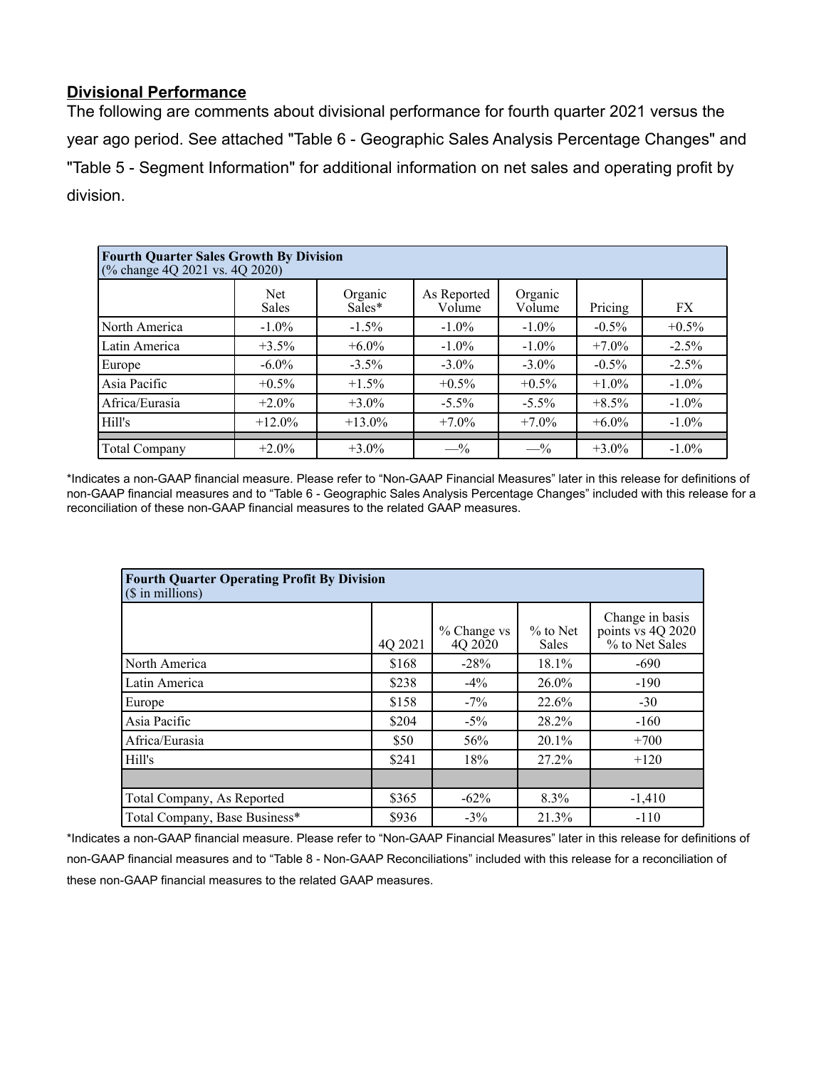## Divisional Performance

The following are comments about divisional performance for fourth quarter 2021 versus the year ago period. See attached "Table 6 - Geographic Sales Analysis Percentage Changes" and "Table 5 - Segment Information" for additional information on net sales and operating profit by division.

| **Fourth Quarter Sales Growth By Division** (% change 4Q 2021 vs. 4Q 2020) | | | | | | |
|---|---|---|---|---|---|---|
| | Net Sales | Organic Sales* | As Reported Volume | Organic Volume | Pricing | FX |
| North America | -1.0% | -1.5% | -1.0% | -1.0% | -0.5% | +0.5% |
| Latin America | +3.5% | +6.0% | -1.0% | -1.0% | +7.0% | -2.5% |
| Europe | -6.0% | -3.5% | -3.0% | -3.0% | -0.5% | -2.5% |
| Asia Pacific | +0.5% | +1.5% | +0.5% | +0.5% | +1.0% | -1.0% |
| Africa/Eurasia | +2.0% | +3.0% | -5.5% | -5.5% | +8.5% | -1.0% |
| Hill's | +12.0% | +13.0% | +7.0% | +7.0% | +6.0% | -1.0% |
| Total Company | +2.0% | +3.0% | —% | —% | +3.0% | -1.0% |

*Indicates a non-GAAP financial measure. Please refer to "Non-GAAP Financial Measures" later in this release for definitions of non-GAAP financial measures and to "Table 6 - Geographic Sales Analysis Percentage Changes" included with this release for a reconciliation of these non-GAAP financial measures to the related GAAP measures.

| **Fourth Quarter Operating Profit By Division** ($ in millions) | | | | |
|---|---|---|---|---|
| | 4Q 2021 | % Change vs 4Q 2020 | % to Net Sales | Change in basis points vs 4Q 2020 % to Net Sales |
| North America | $168 | -28% | 18.1% | -690 |
| Latin America | $238 | -4% | 26.0% | -190 |
| Europe | $158 | -7% | 22.6% | -30 |
| Asia Pacific | $204 | -5% | 28.2% | -160 |
| Africa/Eurasia | $50 | 56% | 20.1% | +700 |
| Hill's | $241 | 18% | 27.2% | +120 |
| Total Company, As Reported | $365 | -62% | 8.3% | -1,410 |
| Total Company, Base Business* | $936 | -3% | 21.3% | -110 |

*Indicates a non-GAAP financial measure. Please refer to "Non-GAAP Financial Measures" later in this release for definitions of non-GAAP financial measures and to "Table 8 - Non-GAAP Reconciliations" included with this release for a reconciliation of these non-GAAP financial measures to the related GAAP measures.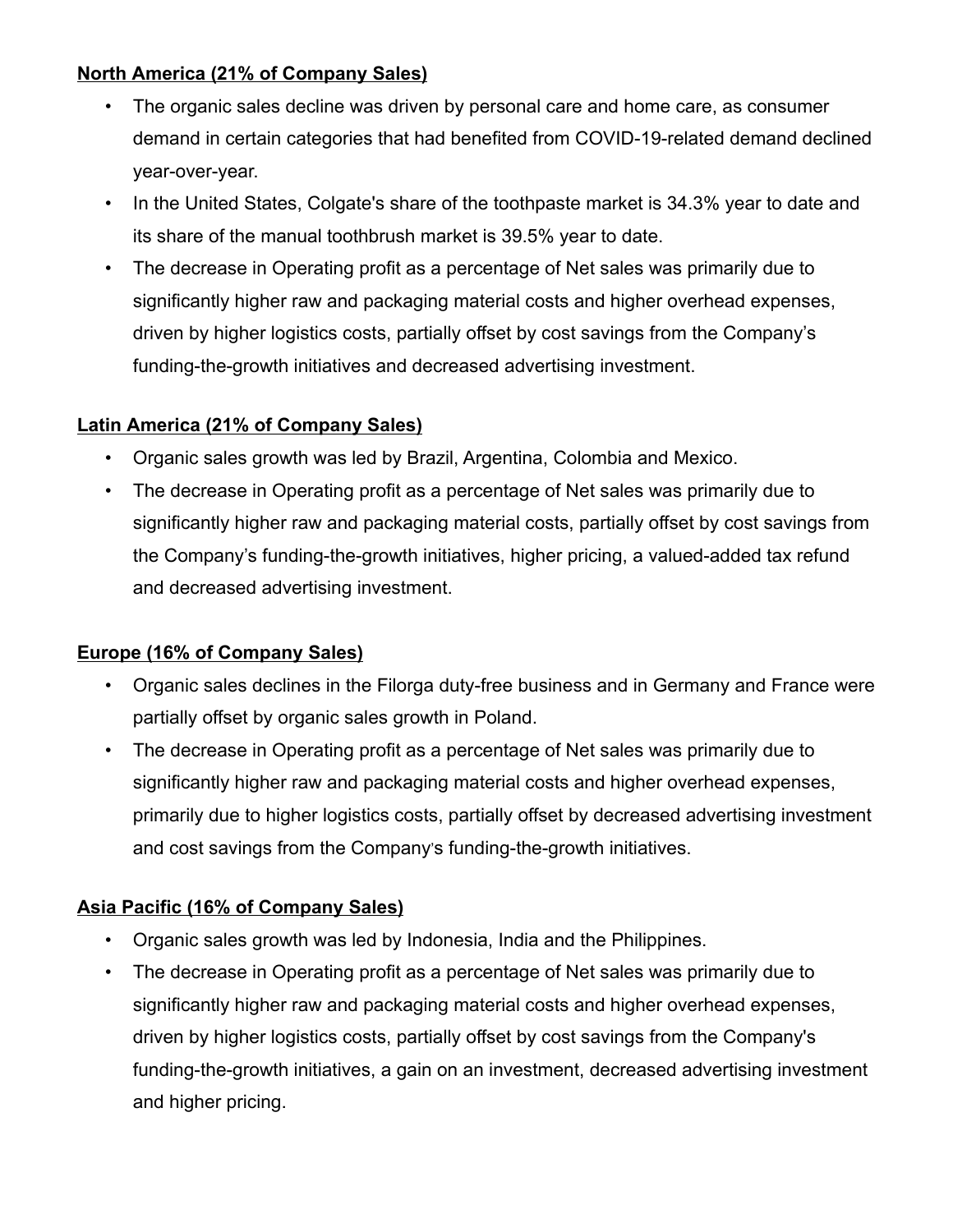**North America (21% of Company Sales)**

- The organic sales decline was driven by personal care and home care, as consumer demand in certain categories that had benefited from COVID-19-related demand declined year-over-year.
- In the United States, Colgate's share of the toothpaste market is 34.3% year to date and its share of the manual toothbrush market is 39.5% year to date.
- The decrease in Operating profit as a percentage of Net sales was primarily due to significantly higher raw and packaging material costs and higher overhead expenses, driven by higher logistics costs, partially offset by cost savings from the Company's funding-the-growth initiatives and decreased advertising investment.

**Latin America (21% of Company Sales)**

- Organic sales growth was led by Brazil, Argentina, Colombia and Mexico.
- The decrease in Operating profit as a percentage of Net sales was primarily due to significantly higher raw and packaging material costs, partially offset by cost savings from the Company's funding-the-growth initiatives, higher pricing, a valued-added tax refund and decreased advertising investment.

**Europe (16% of Company Sales)**

- Organic sales declines in the Filorga duty-free business and in Germany and France were partially offset by organic sales growth in Poland.
- The decrease in Operating profit as a percentage of Net sales was primarily due to significantly higher raw and packaging material costs and higher overhead expenses, primarily due to higher logistics costs, partially offset by decreased advertising investment and cost savings from the Company's funding-the-growth initiatives.

**Asia Pacific (16% of Company Sales)**

- Organic sales growth was led by Indonesia, India and the Philippines.
- The decrease in Operating profit as a percentage of Net sales was primarily due to significantly higher raw and packaging material costs and higher overhead expenses, driven by higher logistics costs, partially offset by cost savings from the Company's funding-the-growth initiatives, a gain on an investment, decreased advertising investment and higher pricing.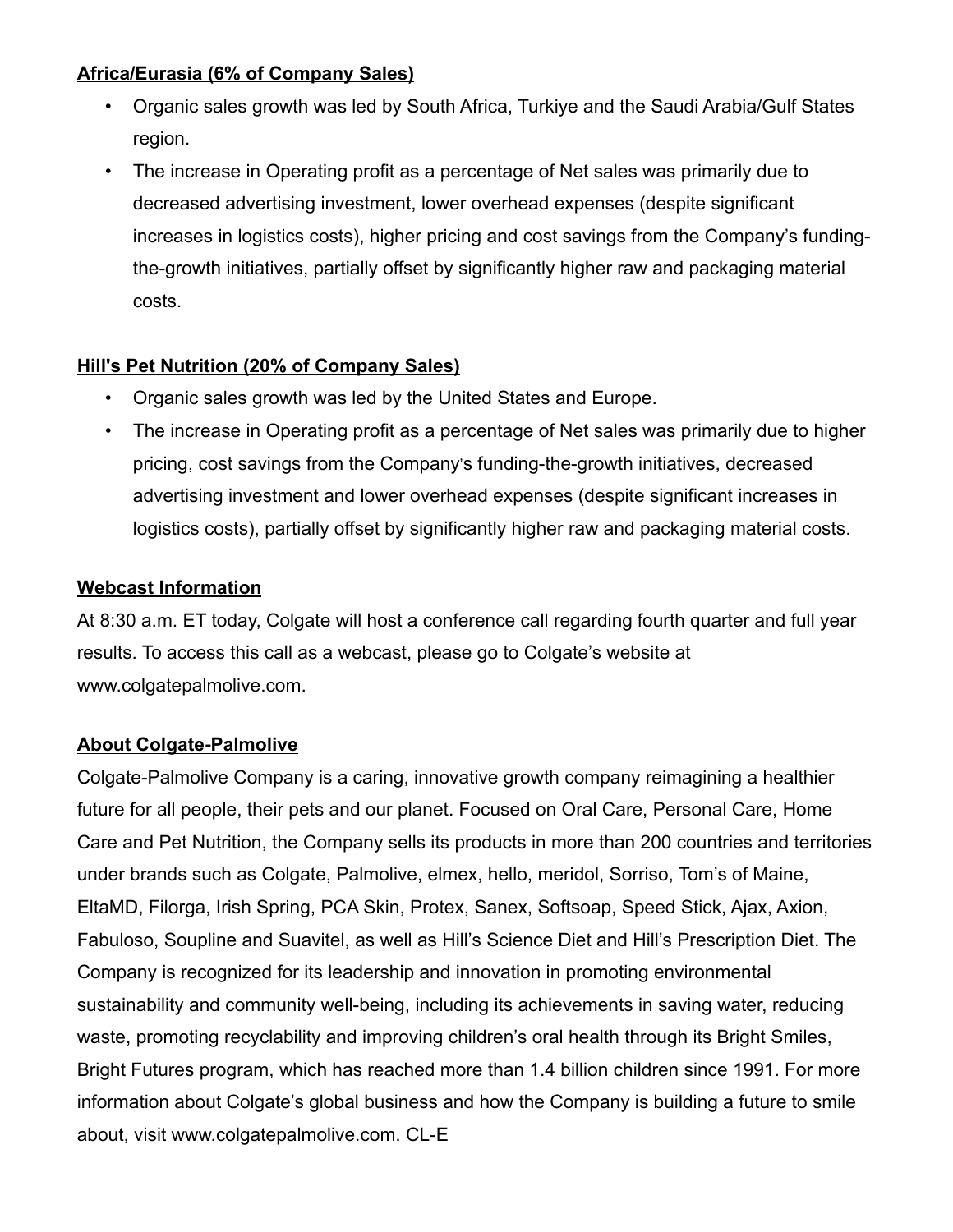**Africa/Eurasia (6% of Company Sales)**

- Organic sales growth was led by South Africa, Turkiye and the Saudi Arabia/Gulf States region.
- The increase in Operating profit as a percentage of Net sales was primarily due to decreased advertising investment, lower overhead expenses (despite significant increases in logistics costs), higher pricing and cost savings from the Company's funding-the-growth initiatives, partially offset by significantly higher raw and packaging material costs.

**Hill's Pet Nutrition (20% of Company Sales)**

- Organic sales growth was led by the United States and Europe.
- The increase in Operating profit as a percentage of Net sales was primarily due to higher pricing, cost savings from the Company's funding-the-growth initiatives, decreased advertising investment and lower overhead expenses (despite significant increases in logistics costs), partially offset by significantly higher raw and packaging material costs.

**Webcast Information**

At 8:30 a.m. ET today, Colgate will host a conference call regarding fourth quarter and full year results. To access this call as a webcast, please go to Colgate's website at www.colgatepalmolive.com.

**About Colgate-Palmolive**

Colgate-Palmolive Company is a caring, innovative growth company reimagining a healthier future for all people, their pets and our planet. Focused on Oral Care, Personal Care, Home Care and Pet Nutrition, the Company sells its products in more than 200 countries and territories under brands such as Colgate, Palmolive, elmex, hello, meridol, Sorriso, Tom's of Maine, EltaMD, Filorga, Irish Spring, PCA Skin, Protex, Sanex, Softsoap, Speed Stick, Ajax, Axion, Fabuloso, Soupline and Suavitel, as well as Hill's Science Diet and Hill's Prescription Diet. The Company is recognized for its leadership and innovation in promoting environmental sustainability and community well-being, including its achievements in saving water, reducing waste, promoting recyclability and improving children's oral health through its Bright Smiles, Bright Futures program, which has reached more than 1.4 billion children since 1991. For more information about Colgate's global business and how the Company is building a future to smile about, visit www.colgatepalmolive.com. CL-E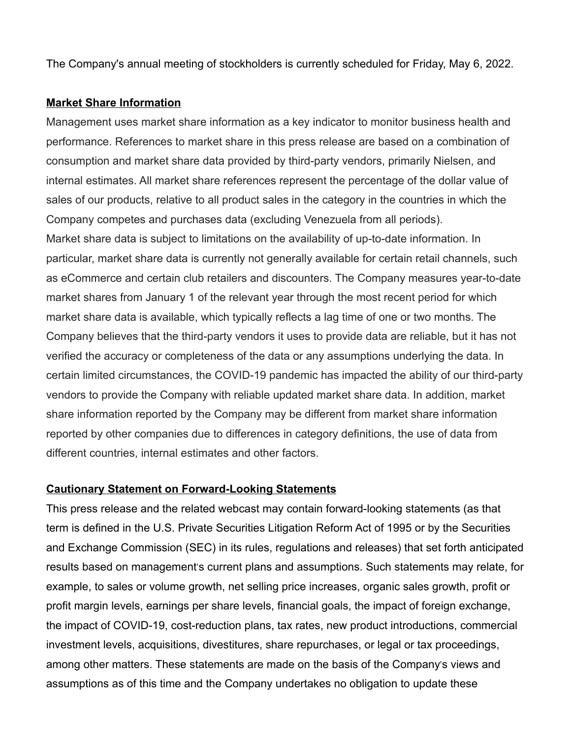The Company's annual meeting of stockholders is currently scheduled for Friday, May 6, 2022.

**Market Share Information**

Management uses market share information as a key indicator to monitor business health and performance. References to market share in this press release are based on a combination of consumption and market share data provided by third-party vendors, primarily Nielsen, and internal estimates. All market share references represent the percentage of the dollar value of sales of our products, relative to all product sales in the category in the countries in which the Company competes and purchases data (excluding Venezuela from all periods).
Market share data is subject to limitations on the availability of up-to-date information. In particular, market share data is currently not generally available for certain retail channels, such as eCommerce and certain club retailers and discounters. The Company measures year-to-date market shares from January 1 of the relevant year through the most recent period for which market share data is available, which typically reflects a lag time of one or two months. The Company believes that the third-party vendors it uses to provide data are reliable, but it has not verified the accuracy or completeness of the data or any assumptions underlying the data. In certain limited circumstances, the COVID-19 pandemic has impacted the ability of our third-party vendors to provide the Company with reliable updated market share data. In addition, market share information reported by the Company may be different from market share information reported by other companies due to differences in category definitions, the use of data from different countries, internal estimates and other factors.

**Cautionary Statement on Forward-Looking Statements**

This press release and the related webcast may contain forward-looking statements (as that term is defined in the U.S. Private Securities Litigation Reform Act of 1995 or by the Securities and Exchange Commission (SEC) in its rules, regulations and releases) that set forth anticipated results based on management's current plans and assumptions. Such statements may relate, for example, to sales or volume growth, net selling price increases, organic sales growth, profit or profit margin levels, earnings per share levels, financial goals, the impact of foreign exchange, the impact of COVID-19, cost-reduction plans, tax rates, new product introductions, commercial investment levels, acquisitions, divestitures, share repurchases, or legal or tax proceedings, among other matters. These statements are made on the basis of the Company's views and assumptions as of this time and the Company undertakes no obligation to update these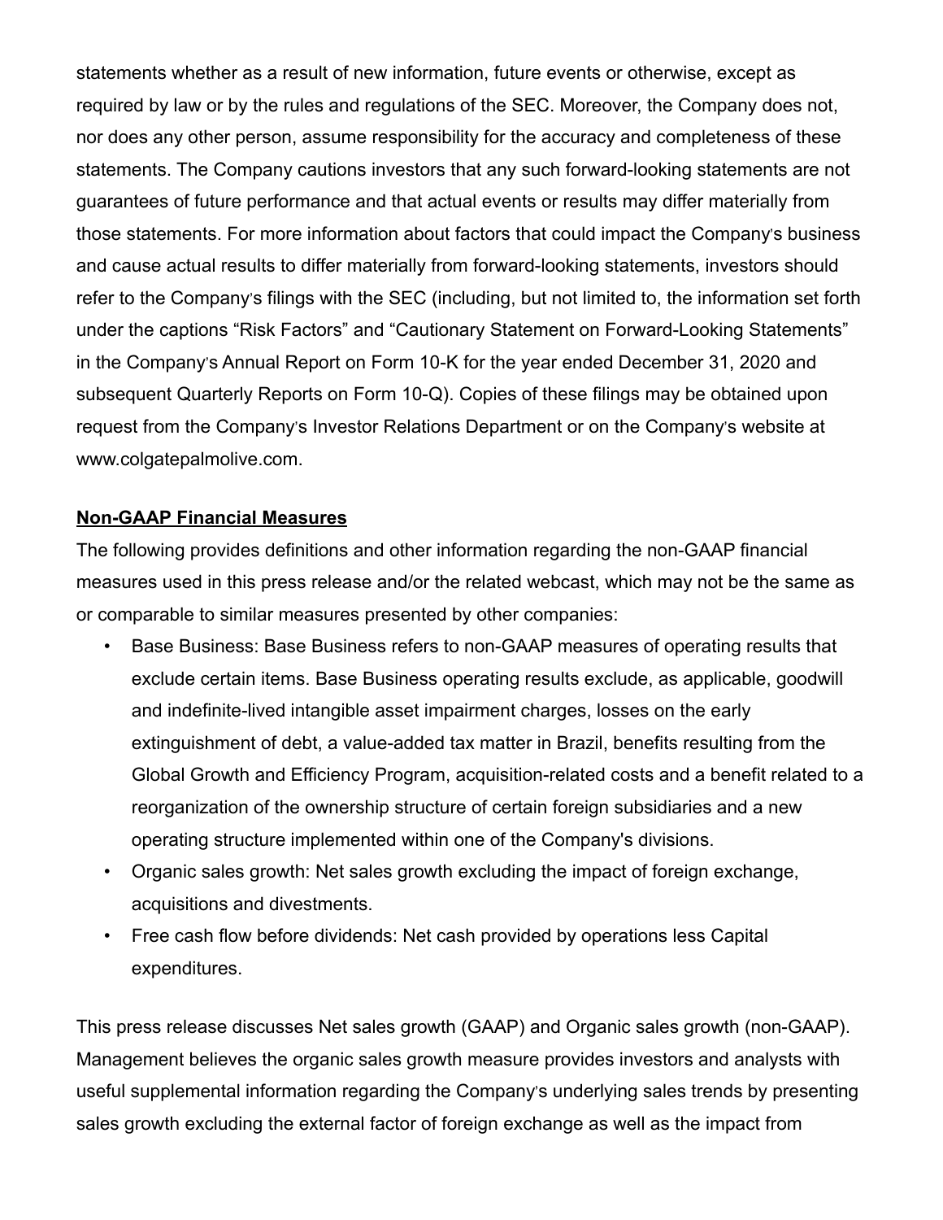statements whether as a result of new information, future events or otherwise, except as required by law or by the rules and regulations of the SEC. Moreover, the Company does not, nor does any other person, assume responsibility for the accuracy and completeness of these statements. The Company cautions investors that any such forward-looking statements are not guarantees of future performance and that actual events or results may differ materially from those statements. For more information about factors that could impact the Company's business and cause actual results to differ materially from forward-looking statements, investors should refer to the Company's filings with the SEC (including, but not limited to, the information set forth under the captions "Risk Factors" and "Cautionary Statement on Forward-Looking Statements" in the Company's Annual Report on Form 10-K for the year ended December 31, 2020 and subsequent Quarterly Reports on Form 10-Q). Copies of these filings may be obtained upon request from the Company's Investor Relations Department or on the Company's website at www.colgatepalmolive.com.

## Non-GAAP Financial Measures

The following provides definitions and other information regarding the non-GAAP financial measures used in this press release and/or the related webcast, which may not be the same as or comparable to similar measures presented by other companies:

- Base Business: Base Business refers to non-GAAP measures of operating results that exclude certain items. Base Business operating results exclude, as applicable, goodwill and indefinite-lived intangible asset impairment charges, losses on the early extinguishment of debt, a value-added tax matter in Brazil, benefits resulting from the Global Growth and Efficiency Program, acquisition-related costs and a benefit related to a reorganization of the ownership structure of certain foreign subsidiaries and a new operating structure implemented within one of the Company's divisions.
- Organic sales growth: Net sales growth excluding the impact of foreign exchange, acquisitions and divestments.
- Free cash flow before dividends: Net cash provided by operations less Capital expenditures.

This press release discusses Net sales growth (GAAP) and Organic sales growth (non-GAAP). Management believes the organic sales growth measure provides investors and analysts with useful supplemental information regarding the Company's underlying sales trends by presenting sales growth excluding the external factor of foreign exchange as well as the impact from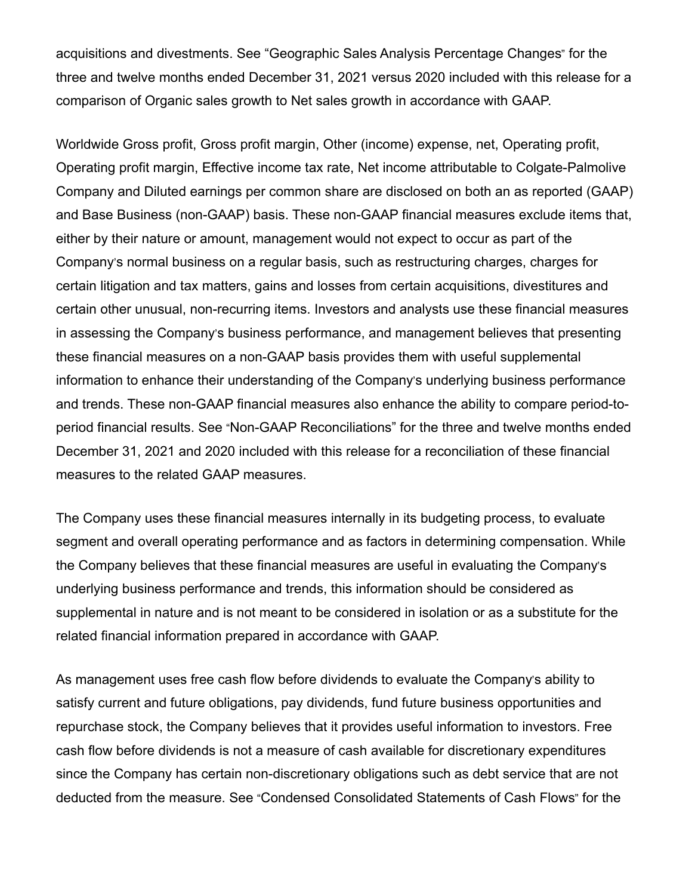acquisitions and divestments. See "Geographic Sales Analysis Percentage Changes" for the three and twelve months ended December 31, 2021 versus 2020 included with this release for a comparison of Organic sales growth to Net sales growth in accordance with GAAP.

Worldwide Gross profit, Gross profit margin, Other (income) expense, net, Operating profit, Operating profit margin, Effective income tax rate, Net income attributable to Colgate-Palmolive Company and Diluted earnings per common share are disclosed on both an as reported (GAAP) and Base Business (non-GAAP) basis. These non-GAAP financial measures exclude items that, either by their nature or amount, management would not expect to occur as part of the Company's normal business on a regular basis, such as restructuring charges, charges for certain litigation and tax matters, gains and losses from certain acquisitions, divestitures and certain other unusual, non-recurring items. Investors and analysts use these financial measures in assessing the Company's business performance, and management believes that presenting these financial measures on a non-GAAP basis provides them with useful supplemental information to enhance their understanding of the Company's underlying business performance and trends. These non-GAAP financial measures also enhance the ability to compare period-to-period financial results. See "Non-GAAP Reconciliations" for the three and twelve months ended December 31, 2021 and 2020 included with this release for a reconciliation of these financial measures to the related GAAP measures.

The Company uses these financial measures internally in its budgeting process, to evaluate segment and overall operating performance and as factors in determining compensation. While the Company believes that these financial measures are useful in evaluating the Company's underlying business performance and trends, this information should be considered as supplemental in nature and is not meant to be considered in isolation or as a substitute for the related financial information prepared in accordance with GAAP.

As management uses free cash flow before dividends to evaluate the Company's ability to satisfy current and future obligations, pay dividends, fund future business opportunities and repurchase stock, the Company believes that it provides useful information to investors. Free cash flow before dividends is not a measure of cash available for discretionary expenditures since the Company has certain non-discretionary obligations such as debt service that are not deducted from the measure. See "Condensed Consolidated Statements of Cash Flows" for the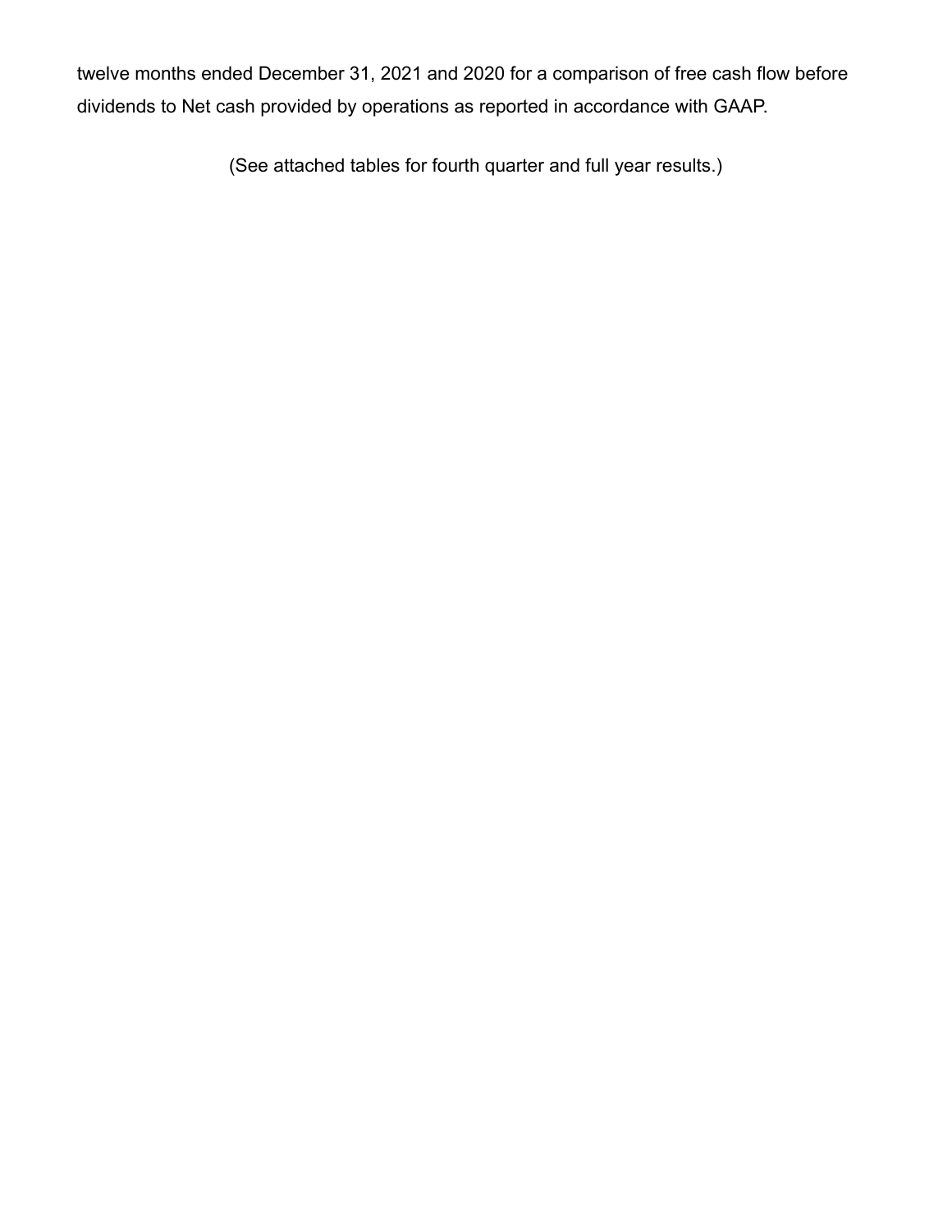twelve months ended December 31, 2021 and 2020 for a comparison of free cash flow before dividends to Net cash provided by operations as reported in accordance with GAAP.

(See attached tables for fourth quarter and full year results.)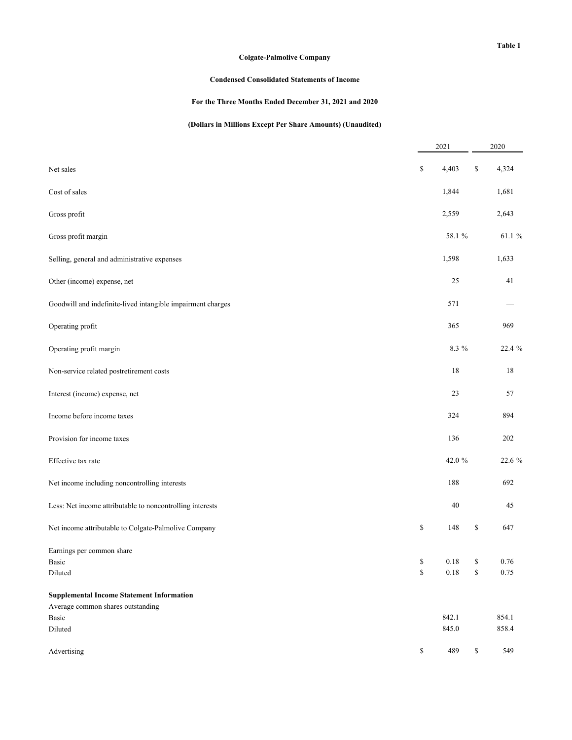**Table 1**

**Colgate-Palmolive Company**

**Condensed Consolidated Statements of Income**

**For the Three Months Ended December 31, 2021 and 2020**

**(Dollars in Millions Except Per Share Amounts) (Unaudited)**

| | 2021 | 2020 |
|---|---|---|
| Net sales | $ 4,403 | $ 4,324 |
| Cost of sales | 1,844 | 1,681 |
| Gross profit | 2,559 | 2,643 |
| Gross profit margin | 58.1 % | 61.1 % |
| Selling, general and administrative expenses | 1,598 | 1,633 |
| Other (income) expense, net | 25 | 41 |
| Goodwill and indefinite-lived intangible impairment charges | 571 | — |
| Operating profit | 365 | 969 |
| Operating profit margin | 8.3 % | 22.4 % |
| Non-service related postretirement costs | 18 | 18 |
| Interest (income) expense, net | 23 | 57 |
| Income before income taxes | 324 | 894 |
| Provision for income taxes | 136 | 202 |
| Effective tax rate | 42.0 % | 22.6 % |
| Net income including noncontrolling interests | 188 | 692 |
| Less: Net income attributable to noncontrolling interests | 40 | 45 |
| Net income attributable to Colgate-Palmolive Company | $ 148 | $ 647 |
| Earnings per common share | | |
| Basic | $ 0.18 | $ 0.76 |
| Diluted | $ 0.18 | $ 0.75 |
| **Supplemental Income Statement Information** | | |
| Average common shares outstanding | | |
| Basic | 842.1 | 854.1 |
| Diluted | 845.0 | 858.4 |
| Advertising | $ 489 | $ 549 |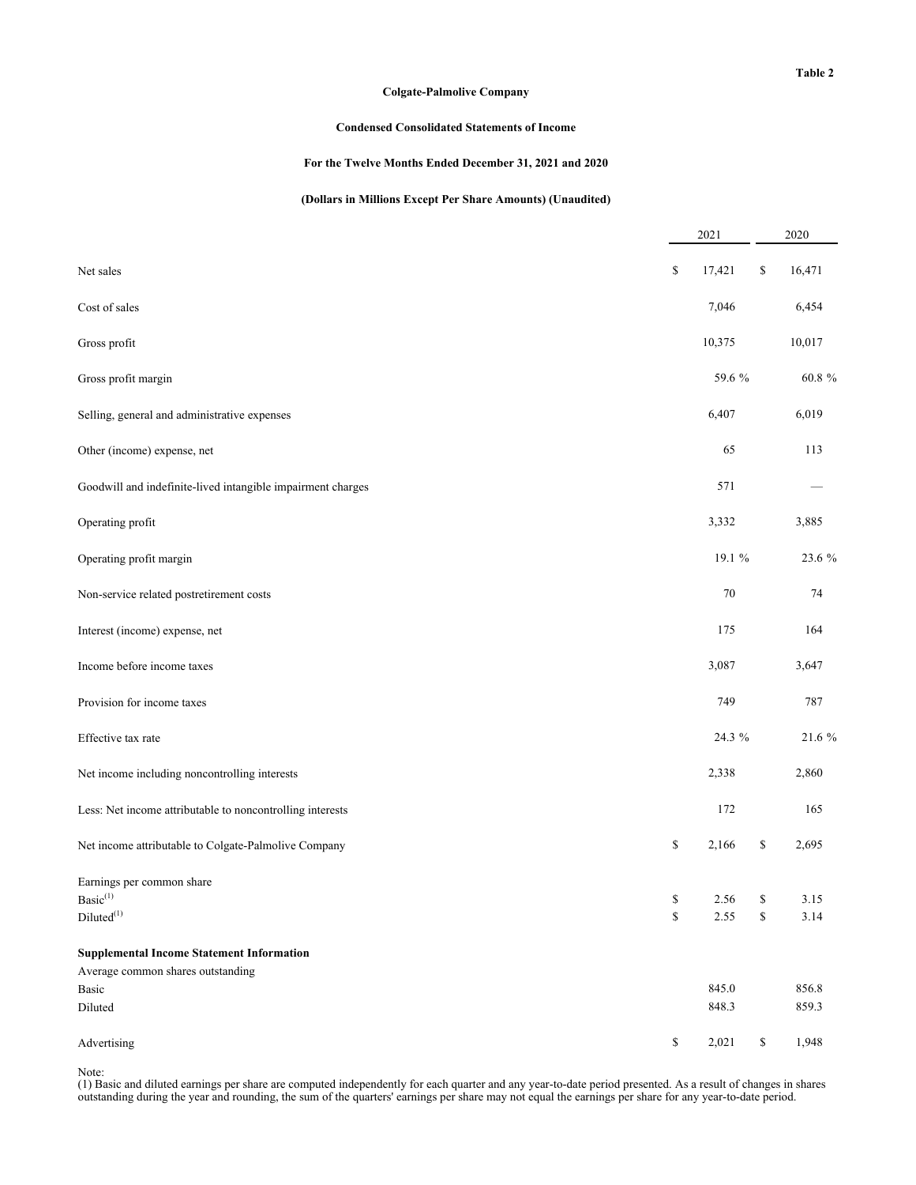Table 2

**Colgate-Palmolive Company**

**Condensed Consolidated Statements of Income**

**For the Twelve Months Ended December 31, 2021 and 2020**

**(Dollars in Millions Except Per Share Amounts) (Unaudited)**

| | 2021 | 2020 |
|---|---|---|
| Net sales | $ 17,421 | $ 16,471 |
| Cost of sales | 7,046 | 6,454 |
| Gross profit | 10,375 | 10,017 |
| Gross profit margin | 59.6 % | 60.8 % |
| Selling, general and administrative expenses | 6,407 | 6,019 |
| Other (income) expense, net | 65 | 113 |
| Goodwill and indefinite-lived intangible impairment charges | 571 | — |
| Operating profit | 3,332 | 3,885 |
| Operating profit margin | 19.1 % | 23.6 % |
| Non-service related postretirement costs | 70 | 74 |
| Interest (income) expense, net | 175 | 164 |
| Income before income taxes | 3,087 | 3,647 |
| Provision for income taxes | 749 | 787 |
| Effective tax rate | 24.3 % | 21.6 % |
| Net income including noncontrolling interests | 2,338 | 2,860 |
| Less: Net income attributable to noncontrolling interests | 172 | 165 |
| Net income attributable to Colgate-Palmolive Company | $ 2,166 | $ 2,695 |
| Earnings per common share | | |
| Basic(1) | $ 2.56 | $ 3.15 |
| Diluted(1) | $ 2.55 | $ 3.14 |
| **Supplemental Income Statement Information** | | |
| Average common shares outstanding | | |
| Basic | 845.0 | 856.8 |
| Diluted | 848.3 | 859.3 |
| Advertising | $ 2,021 | $ 1,948 |

Note:
(1) Basic and diluted earnings per share are computed independently for each quarter and any year-to-date period presented. As a result of changes in shares outstanding during the year and rounding, the sum of the quarters' earnings per share may not equal the earnings per share for any year-to-date period.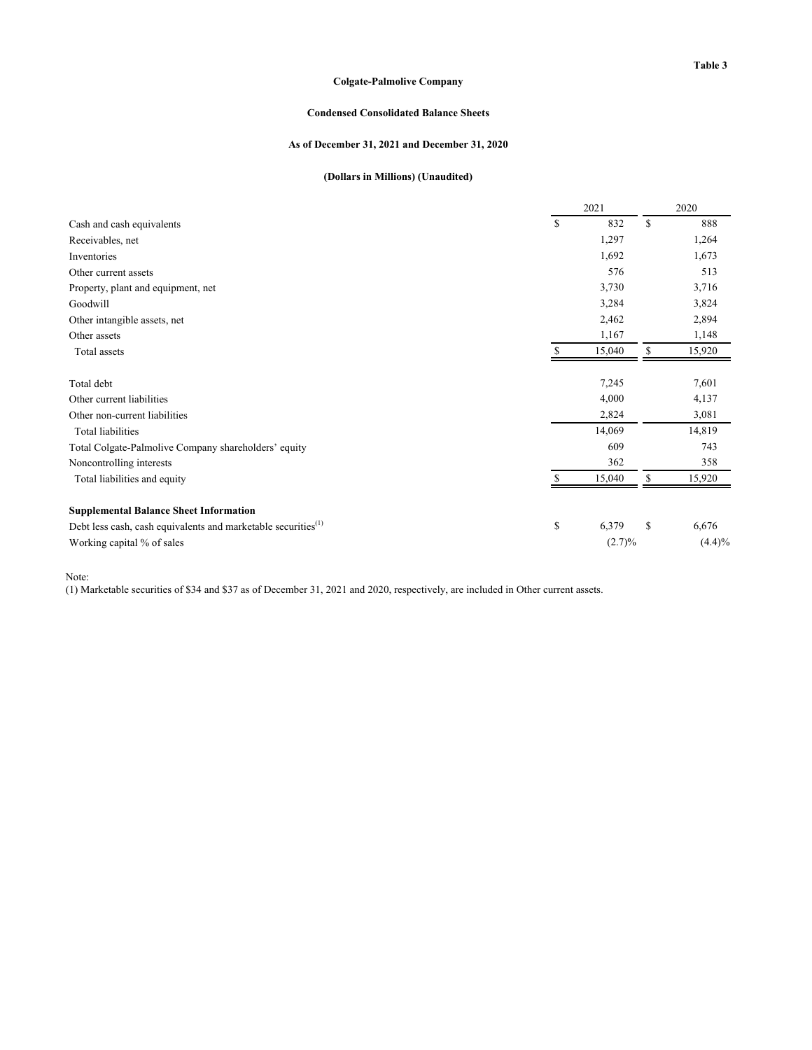Table 3

**Colgate-Palmolive Company**

**Condensed Consolidated Balance Sheets**

**As of December 31, 2021 and December 31, 2020**

**(Dollars in Millions) (Unaudited)**

| | 2021 | 2020 |
|---|---|---|
| Cash and cash equivalents | $ 832 | $ 888 |
| Receivables, net | 1,297 | 1,264 |
| Inventories | 1,692 | 1,673 |
| Other current assets | 576 | 513 |
| Property, plant and equipment, net | 3,730 | 3,716 |
| Goodwill | 3,284 | 3,824 |
| Other intangible assets, net | 2,462 | 2,894 |
| Other assets | 1,167 | 1,148 |
| Total assets | $ 15,040 | $ 15,920 |
| | | |
| Total debt | 7,245 | 7,601 |
| Other current liabilities | 4,000 | 4,137 |
| Other non-current liabilities | 2,824 | 3,081 |
| Total liabilities | 14,069 | 14,819 |
| Total Colgate-Palmolive Company shareholders' equity | 609 | 743 |
| Noncontrolling interests | 362 | 358 |
| Total liabilities and equity | $ 15,040 | $ 15,920 |
| | | |
| **Supplemental Balance Sheet Information** | | |
| Debt less cash, cash equivalents and marketable securities[1] | $ 6,379 | $ 6,676 |
| Working capital % of sales | (2.7)% | (4.4)% |

Note:
(1) Marketable securities of $34 and $37 as of December 31, 2021 and 2020, respectively, are included in Other current assets.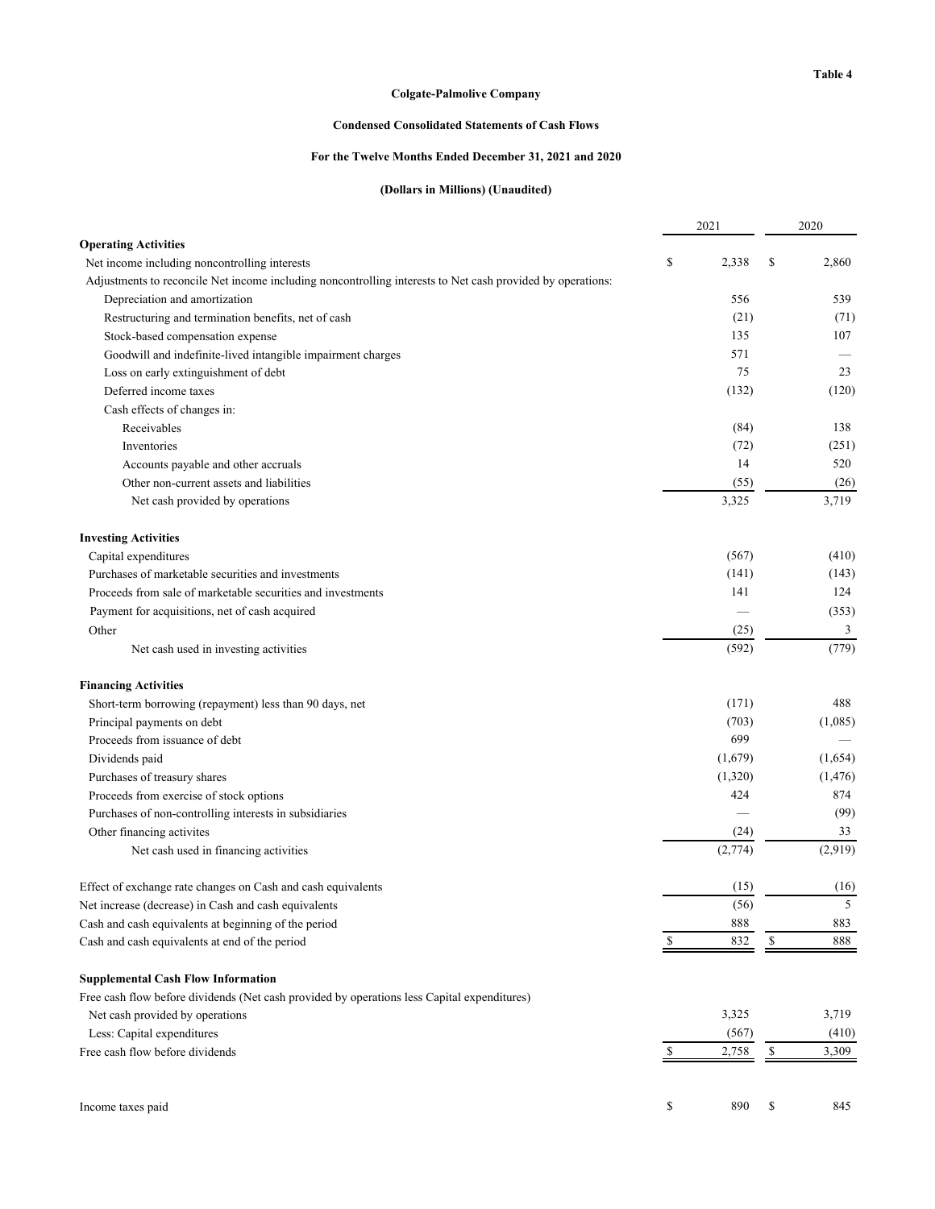Table 4

**Colgate-Palmolive Company**

**Condensed Consolidated Statements of Cash Flows**

**For the Twelve Months Ended December 31, 2021 and 2020**

**(Dollars in Millions) (Unaudited)**

| | 2021 | 2020 |
|---|---|---|
| **Operating Activities** | | |
| Net income including noncontrolling interests | $ 2,338 | $ 2,860 |
| Adjustments to reconcile Net income including noncontrolling interests to Net cash provided by operations: | | |
| Depreciation and amortization | 556 | 539 |
| Restructuring and termination benefits, net of cash | (21) | (71) |
| Stock-based compensation expense | 135 | 107 |
| Goodwill and indefinite-lived intangible impairment charges | 571 | — |
| Loss on early extinguishment of debt | 75 | 23 |
| Deferred income taxes | (132) | (120) |
| Cash effects of changes in: | | |
| Receivables | (84) | 138 |
| Inventories | (72) | (251) |
| Accounts payable and other accruals | 14 | 520 |
| Other non-current assets and liabilities | (55) | (26) |
| Net cash provided by operations | 3,325 | 3,719 |
| | | |
| **Investing Activities** | | |
| Capital expenditures | (567) | (410) |
| Purchases of marketable securities and investments | (141) | (143) |
| Proceeds from sale of marketable securities and investments | 141 | 124 |
| Payment for acquisitions, net of cash acquired | — | (353) |
| Other | (25) | 3 |
| Net cash used in investing activities | (592) | (779) |
| | | |
| **Financing Activities** | | |
| Short-term borrowing (repayment) less than 90 days, net | (171) | 488 |
| Principal payments on debt | (703) | (1,085) |
| Proceeds from issuance of debt | 699 | — |
| Dividends paid | (1,679) | (1,654) |
| Purchases of treasury shares | (1,320) | (1,476) |
| Proceeds from exercise of stock options | 424 | 874 |
| Purchases of non-controlling interests in subsidiaries | — | (99) |
| Other financing activites | (24) | 33 |
| Net cash used in financing activities | (2,774) | (2,919) |
| | | |
| Effect of exchange rate changes on Cash and cash equivalents | (15) | (16) |
| Net increase (decrease) in Cash and cash equivalents | (56) | 5 |
| Cash and cash equivalents at beginning of the period | 888 | 883 |
| Cash and cash equivalents at end of the period | $ 832 | $ 888 |
| | | |
| **Supplemental Cash Flow Information** | | |
| Free cash flow before dividends (Net cash provided by operations less Capital expenditures) | | |
| Net cash provided by operations | 3,325 | 3,719 |
| Less: Capital expenditures | (567) | (410) |
| Free cash flow before dividends | $ 2,758 | $ 3,309 |
| | | |
| Income taxes paid | $ 890 | $ 845 |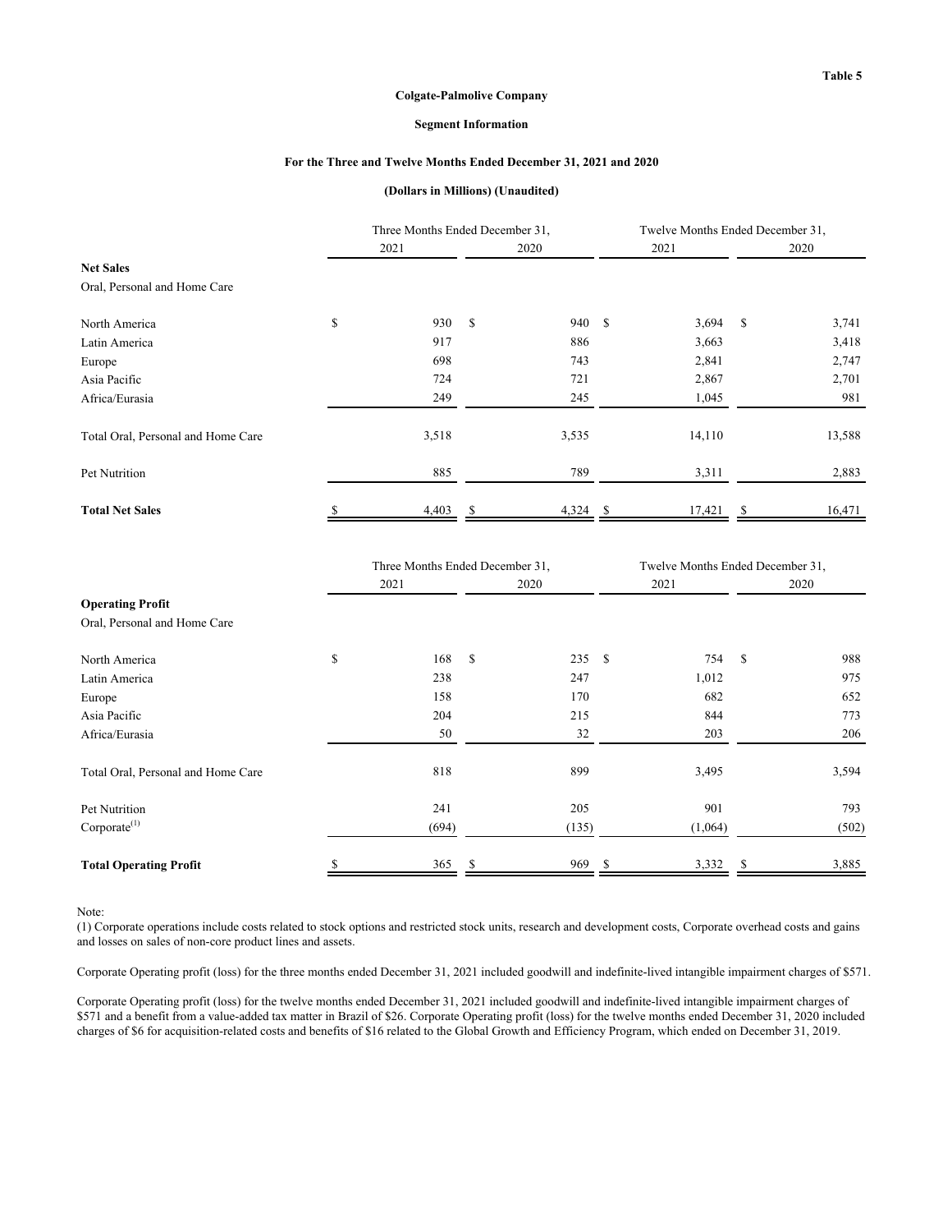Table 5

**Colgate-Palmolive Company**

**Segment Information**

**For the Three and Twelve Months Ended December 31, 2021 and 2020**

**(Dollars in Millions) (Unaudited)**

| | Three Months Ended December 31, | | Twelve Months Ended December 31, | |
|---|---|---|---|---|
| | 2021 | 2020 | 2021 | 2020 |
| **Net Sales** | | | | |
| Oral, Personal and Home Care | | | | |
| North America | $ 930 | $ 940 | $ 3,694 | $ 3,741 |
| Latin America | 917 | 886 | 3,663 | 3,418 |
| Europe | 698 | 743 | 2,841 | 2,747 |
| Asia Pacific | 724 | 721 | 2,867 | 2,701 |
| Africa/Eurasia | 249 | 245 | 1,045 | 981 |
| Total Oral, Personal and Home Care | 3,518 | 3,535 | 14,110 | 13,588 |
| Pet Nutrition | 885 | 789 | 3,311 | 2,883 |
| **Total Net Sales** | $ 4,403 | $ 4,324 | $ 17,421 | $ 16,471 |

| | Three Months Ended December 31, | | Twelve Months Ended December 31, | |
|---|---|---|---|---|
| | 2021 | 2020 | 2021 | 2020 |
| **Operating Profit** | | | | |
| Oral, Personal and Home Care | | | | |
| North America | $ 168 | $ 235 | $ 754 | $ 988 |
| Latin America | 238 | 247 | 1,012 | 975 |
| Europe | 158 | 170 | 682 | 652 |
| Asia Pacific | 204 | 215 | 844 | 773 |
| Africa/Eurasia | 50 | 32 | 203 | 206 |
| Total Oral, Personal and Home Care | 818 | 899 | 3,495 | 3,594 |
| Pet Nutrition | 241 | 205 | 901 | 793 |
| Corporate[1] | (694) | (135) | (1,064) | (502) |
| **Total Operating Profit** | $ 365 | $ 969 | $ 3,332 | $ 3,885 |

Note:

(1) Corporate operations include costs related to stock options and restricted stock units, research and development costs, Corporate overhead costs and gains and losses on sales of non-core product lines and assets.

Corporate Operating profit (loss) for the three months ended December 31, 2021 included goodwill and indefinite-lived intangible impairment charges of $571.

Corporate Operating profit (loss) for the twelve months ended December 31, 2021 included goodwill and indefinite-lived intangible impairment charges of $571 and a benefit from a value-added tax matter in Brazil of $26. Corporate Operating profit (loss) for the twelve months ended December 31, 2020 included charges of $6 for acquisition-related costs and benefits of $16 related to the Global Growth and Efficiency Program, which ended on December 31, 2019.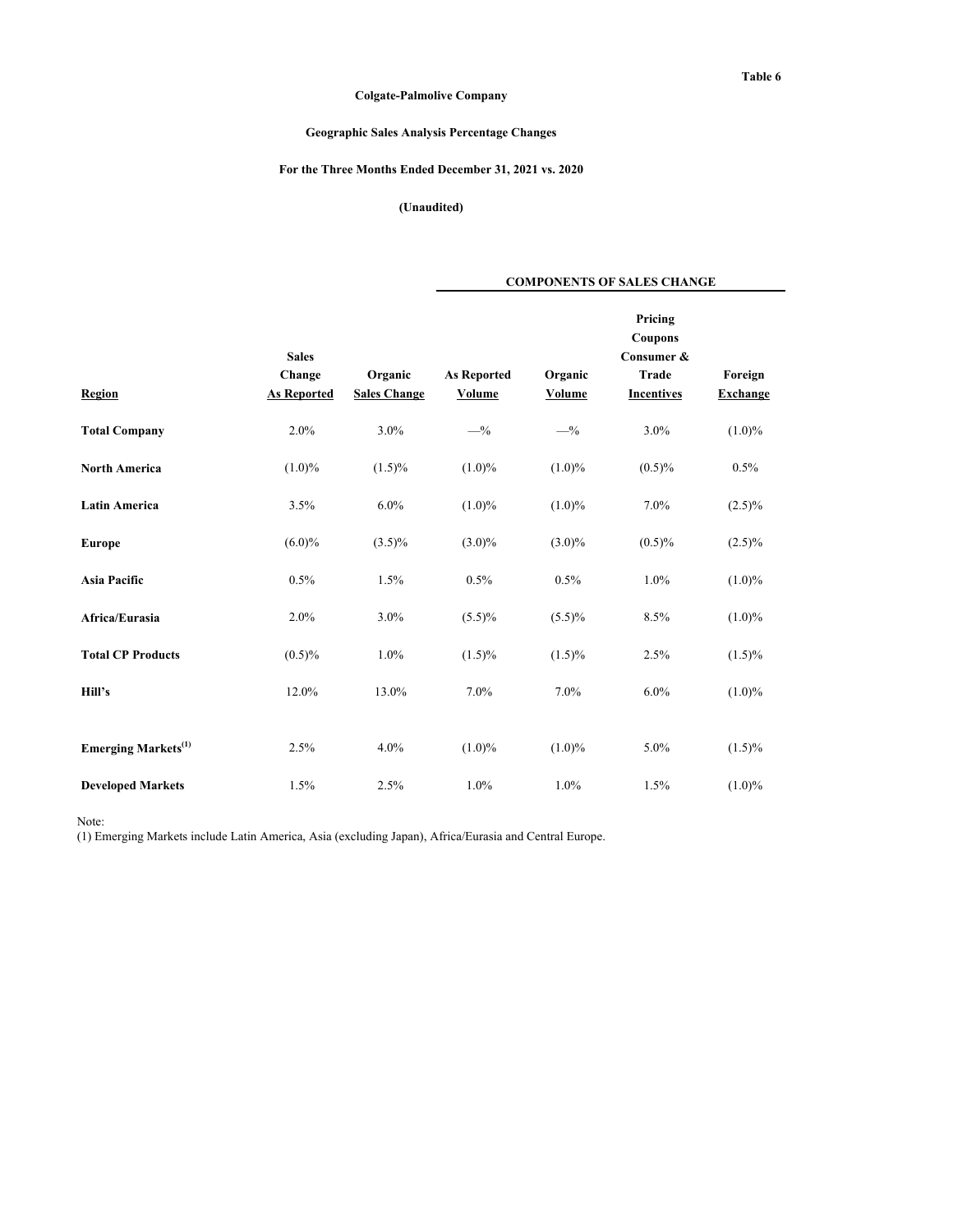Table 6

**Colgate-Palmolive Company**

**Geographic Sales Analysis Percentage Changes**

**For the Three Months Ended December 31, 2021 vs. 2020**

**(Unaudited)**

| | | | COMPONENTS OF SALES CHANGE | | | |
|---|---|---|---|---|---|---|
| **Region** | **Sales Change As Reported** | **Organic Sales Change** | **As Reported Volume** | **Organic Volume** | **Pricing Coupons Consumer & Trade Incentives** | **Foreign Exchange** |
| **Total Company** | 2.0% | 3.0% | —% | —% | 3.0% | (1.0)% |
| **North America** | (1.0)% | (1.5)% | (1.0)% | (1.0)% | (0.5)% | 0.5% |
| **Latin America** | 3.5% | 6.0% | (1.0)% | (1.0)% | 7.0% | (2.5)% |
| **Europe** | (6.0)% | (3.5)% | (3.0)% | (3.0)% | (0.5)% | (2.5)% |
| **Asia Pacific** | 0.5% | 1.5% | 0.5% | 0.5% | 1.0% | (1.0)% |
| **Africa/Eurasia** | 2.0% | 3.0% | (5.5)% | (5.5)% | 8.5% | (1.0)% |
| **Total CP Products** | (0.5)% | 1.0% | (1.5)% | (1.5)% | 2.5% | (1.5)% |
| **Hill's** | 12.0% | 13.0% | 7.0% | 7.0% | 6.0% | (1.0)% |
| | | | | | | |
| **Emerging Markets**[(1)] | 2.5% | 4.0% | (1.0)% | (1.0)% | 5.0% | (1.5)% |
| **Developed Markets** | 1.5% | 2.5% | 1.0% | 1.0% | 1.5% | (1.0)% |

Note:
(1) Emerging Markets include Latin America, Asia (excluding Japan), Africa/Eurasia and Central Europe.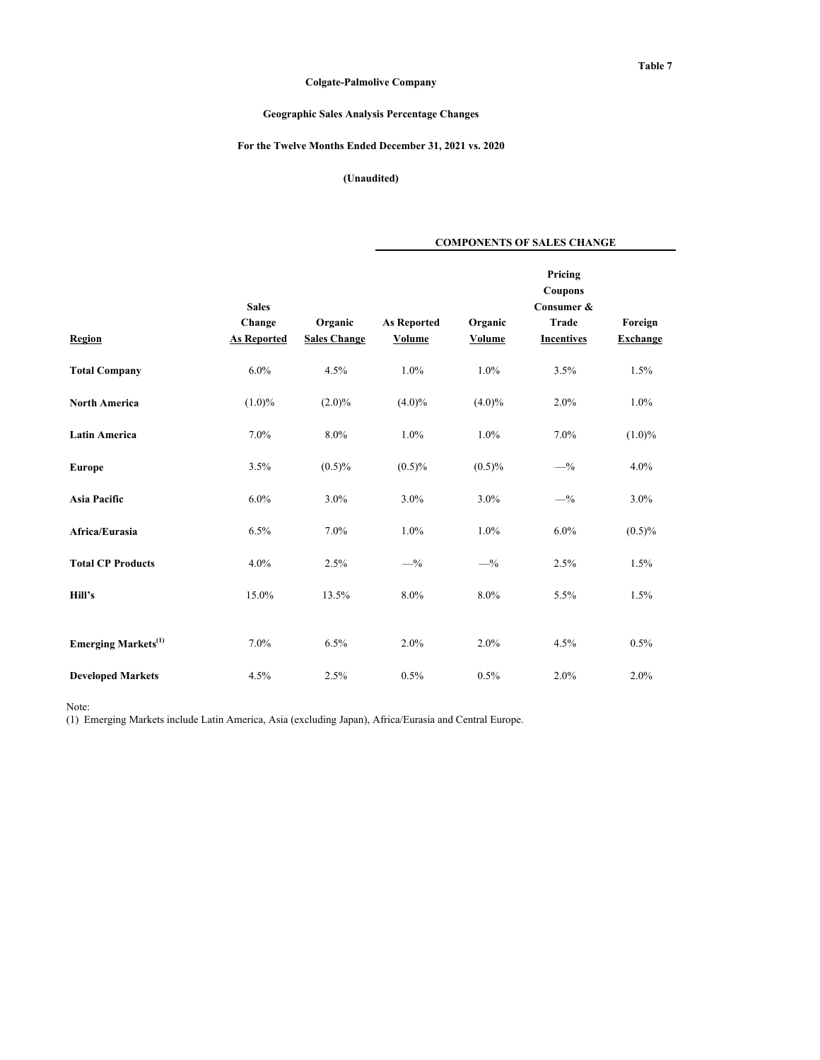Table 7

**Colgate-Palmolive Company**

**Geographic Sales Analysis Percentage Changes**

**For the Twelve Months Ended December 31, 2021 vs. 2020**

**(Unaudited)**

| | | | COMPONENTS OF SALES CHANGE | | | |
|---|---|---|---|---|---|---|
| **Region** | **Sales Change As Reported** | **Organic Sales Change** | **As Reported Volume** | **Organic Volume** | **Pricing Coupons Consumer & Trade Incentives** | **Foreign Exchange** |
| **Total Company** | 6.0% | 4.5% | 1.0% | 1.0% | 3.5% | 1.5% |
| **North America** | (1.0)% | (2.0)% | (4.0)% | (4.0)% | 2.0% | 1.0% |
| **Latin America** | 7.0% | 8.0% | 1.0% | 1.0% | 7.0% | (1.0)% |
| **Europe** | 3.5% | (0.5)% | (0.5)% | (0.5)% | —% | 4.0% |
| **Asia Pacific** | 6.0% | 3.0% | 3.0% | 3.0% | —% | 3.0% |
| **Africa/Eurasia** | 6.5% | 7.0% | 1.0% | 1.0% | 6.0% | (0.5)% |
| **Total CP Products** | 4.0% | 2.5% | —% | —% | 2.5% | 1.5% |
| **Hill's** | 15.0% | 13.5% | 8.0% | 8.0% | 5.5% | 1.5% |
| **Emerging Markets**[(1)] | 7.0% | 6.5% | 2.0% | 2.0% | 4.5% | 0.5% |
| **Developed Markets** | 4.5% | 2.5% | 0.5% | 0.5% | 2.0% | 2.0% |

Note:
(1) Emerging Markets include Latin America, Asia (excluding Japan), Africa/Eurasia and Central Europe.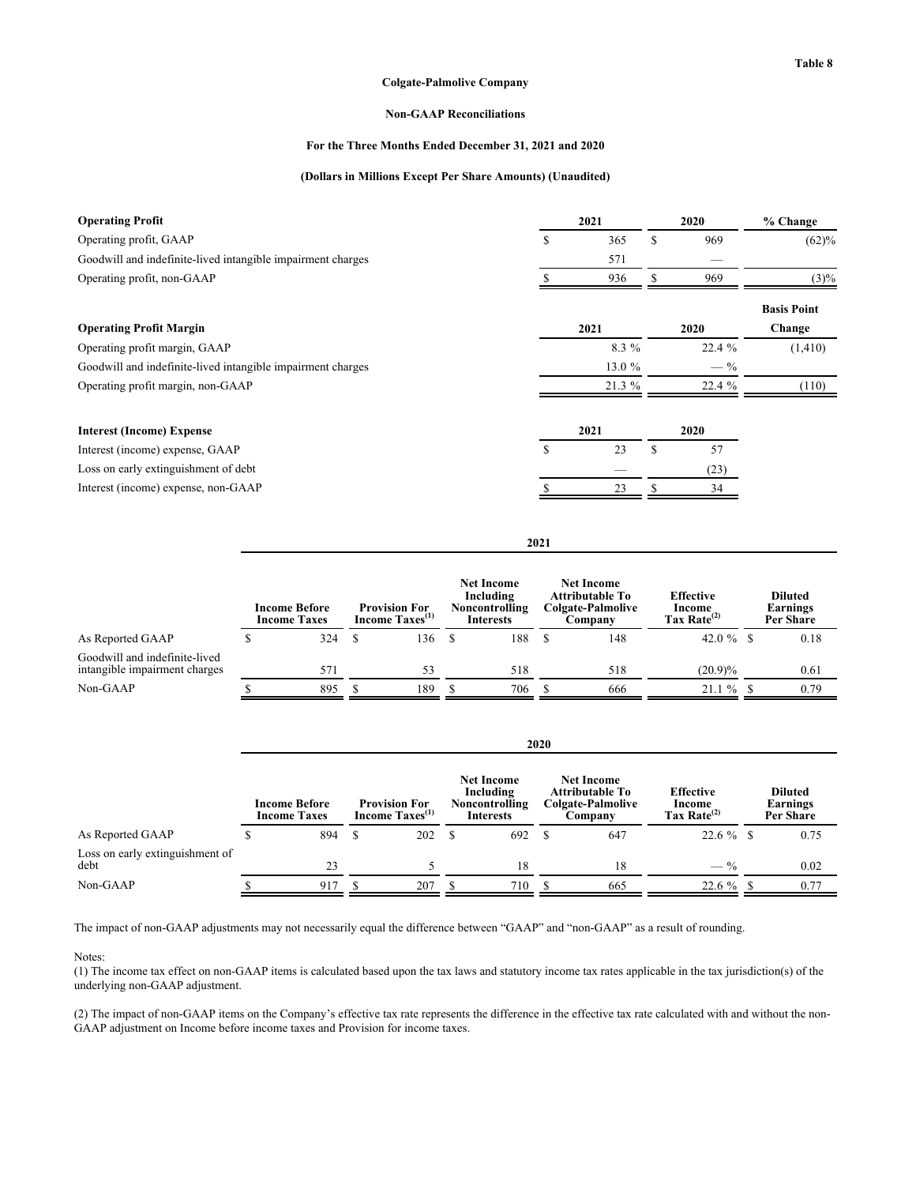Table 8

**Colgate-Palmolive Company**

**Non-GAAP Reconciliations**

**For the Three Months Ended December 31, 2021 and 2020**

**(Dollars in Millions Except Per Share Amounts) (Unaudited)**

| **Operating Profit** | **2021** | **2020** | **% Change** |
|---|---|---|---|
| Operating profit, GAAP | $ 365 | $ 969 | (62)% |
| Goodwill and indefinite-lived intangible impairment charges | 571 | — | |
| Operating profit, non-GAAP | $ 936 | $ 969 | (3)% |

| **Operating Profit Margin** | **2021** | **2020** | **Basis Point Change** |
|---|---|---|---|
| Operating profit margin, GAAP | 8.3 % | 22.4 % | (1,410) |
| Goodwill and indefinite-lived intangible impairment charges | 13.0 % | — % | |
| Operating profit margin, non-GAAP | 21.3 % | 22.4 % | (110) |

| **Interest (Income) Expense** | **2021** | **2020** |
|---|---|---|
| Interest (income) expense, GAAP | $ 23 | $ 57 |
| Loss on early extinguishment of debt | — | (23) |
| Interest (income) expense, non-GAAP | $ 23 | $ 34 |

| | **2021** | | | | | |
|---|---|---|---|---|---|---|
| | **Income Before Income Taxes** | **Provision For Income Taxes[(1)]** | **Net Income Including Noncontrolling Interests** | **Net Income Attributable To Colgate-Palmolive Company** | **Effective Income Tax Rate[(2)]** | **Diluted Earnings Per Share** |
| As Reported GAAP | $ 324 | $ 136 | $ 188 | $ 148 | 42.0 % | $ 0.18 |
| Goodwill and indefinite-lived intangible impairment charges | 571 | 53 | 518 | 518 | (20.9)% | 0.61 |
| Non-GAAP | $ 895 | $ 189 | $ 706 | $ 666 | 21.1 % | $ 0.79 |

| | **2020** | | | | | |
|---|---|---|---|---|---|---|
| | **Income Before Income Taxes** | **Provision For Income Taxes[(1)]** | **Net Income Including Noncontrolling Interests** | **Net Income Attributable To Colgate-Palmolive Company** | **Effective Income Tax Rate[(2)]** | **Diluted Earnings Per Share** |
| As Reported GAAP | $ 894 | $ 202 | $ 692 | $ 647 | 22.6 % | $ 0.75 |
| Loss on early extinguishment of debt | 23 | 5 | 18 | 18 | — % | 0.02 |
| Non-GAAP | $ 917 | $ 207 | $ 710 | $ 665 | 22.6 % | $ 0.77 |

The impact of non-GAAP adjustments may not necessarily equal the difference between "GAAP" and "non-GAAP" as a result of rounding.

Notes:

(1) The income tax effect on non-GAAP items is calculated based upon the tax laws and statutory income tax rates applicable in the tax jurisdiction(s) of the underlying non-GAAP adjustment.

(2) The impact of non-GAAP items on the Company's effective tax rate represents the difference in the effective tax rate calculated with and without the non-GAAP adjustment on Income before income taxes and Provision for income taxes.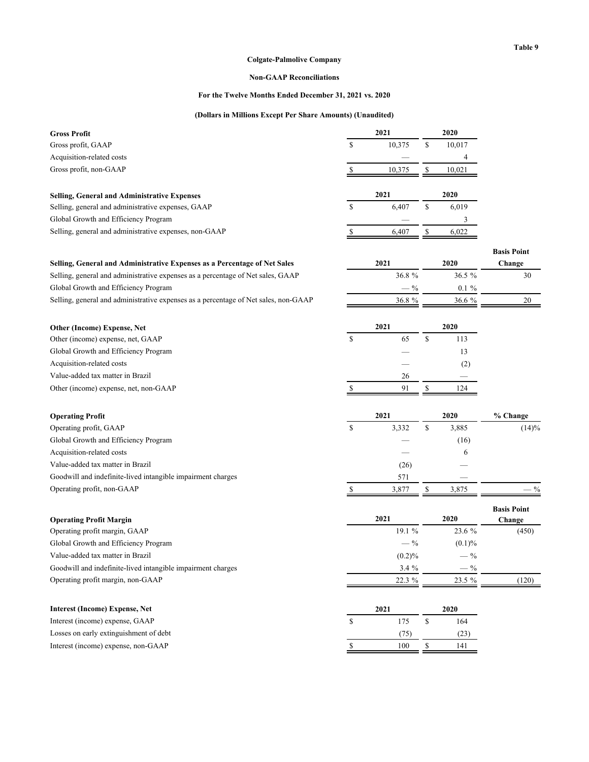**Table 9**

**Colgate-Palmolive Company**

**Non-GAAP Reconciliations**

**For the Twelve Months Ended December 31, 2021 vs. 2020**

**(Dollars in Millions Except Per Share Amounts) (Unaudited)**

| **Gross Profit** | **2021** | **2020** |
|---|---|---|
| Gross profit, GAAP | $ 10,375 | $ 10,017 |
| Acquisition-related costs | — | 4 |
| Gross profit, non-GAAP | $ 10,375 | $ 10,021 |

| **Selling, General and Administrative Expenses** | **2021** | **2020** |
|---|---|---|
| Selling, general and administrative expenses, GAAP | $ 6,407 | $ 6,019 |
| Global Growth and Efficiency Program | — | 3 |
| Selling, general and administrative expenses, non-GAAP | $ 6,407 | $ 6,022 |

| **Selling, General and Administrative Expenses as a Percentage of Net Sales** | **2021** | **2020** | **Basis Point Change** |
|---|---|---|---|
| Selling, general and administrative expenses as a percentage of Net sales, GAAP | 36.8 % | 36.5 % | 30 |
| Global Growth and Efficiency Program | — % | 0.1 % | |
| Selling, general and administrative expenses as a percentage of Net sales, non-GAAP | 36.8 % | 36.6 % | 20 |

| **Other (Income) Expense, Net** | **2021** | **2020** |
|---|---|---|
| Other (income) expense, net, GAAP | $ 65 | $ 113 |
| Global Growth and Efficiency Program | — | 13 |
| Acquisition-related costs | — | (2) |
| Value-added tax matter in Brazil | 26 | — |
| Other (income) expense, net, non-GAAP | $ 91 | $ 124 |

| **Operating Profit** | **2021** | **2020** | **% Change** |
|---|---|---|---|
| Operating profit, GAAP | $ 3,332 | $ 3,885 | (14)% |
| Global Growth and Efficiency Program | — | (16) | |
| Acquisition-related costs | — | 6 | |
| Value-added tax matter in Brazil | (26) | — | |
| Goodwill and indefinite-lived intangible impairment charges | 571 | — | |
| Operating profit, non-GAAP | $ 3,877 | $ 3,875 | — % |

| **Operating Profit Margin** | **2021** | **2020** | **Basis Point Change** |
|---|---|---|---|
| Operating profit margin, GAAP | 19.1 % | 23.6 % | (450) |
| Global Growth and Efficiency Program | — % | (0.1)% | |
| Value-added tax matter in Brazil | (0.2)% | — % | |
| Goodwill and indefinite-lived intangible impairment charges | 3.4 % | — % | |
| Operating profit margin, non-GAAP | 22.3 % | 23.5 % | (120) |

| **Interest (Income) Expense, Net** | **2021** | **2020** |
|---|---|---|
| Interest (income) expense, GAAP | $ 175 | $ 164 |
| Losses on early extinguishment of debt | (75) | (23) |
| Interest (income) expense, non-GAAP | $ 100 | $ 141 |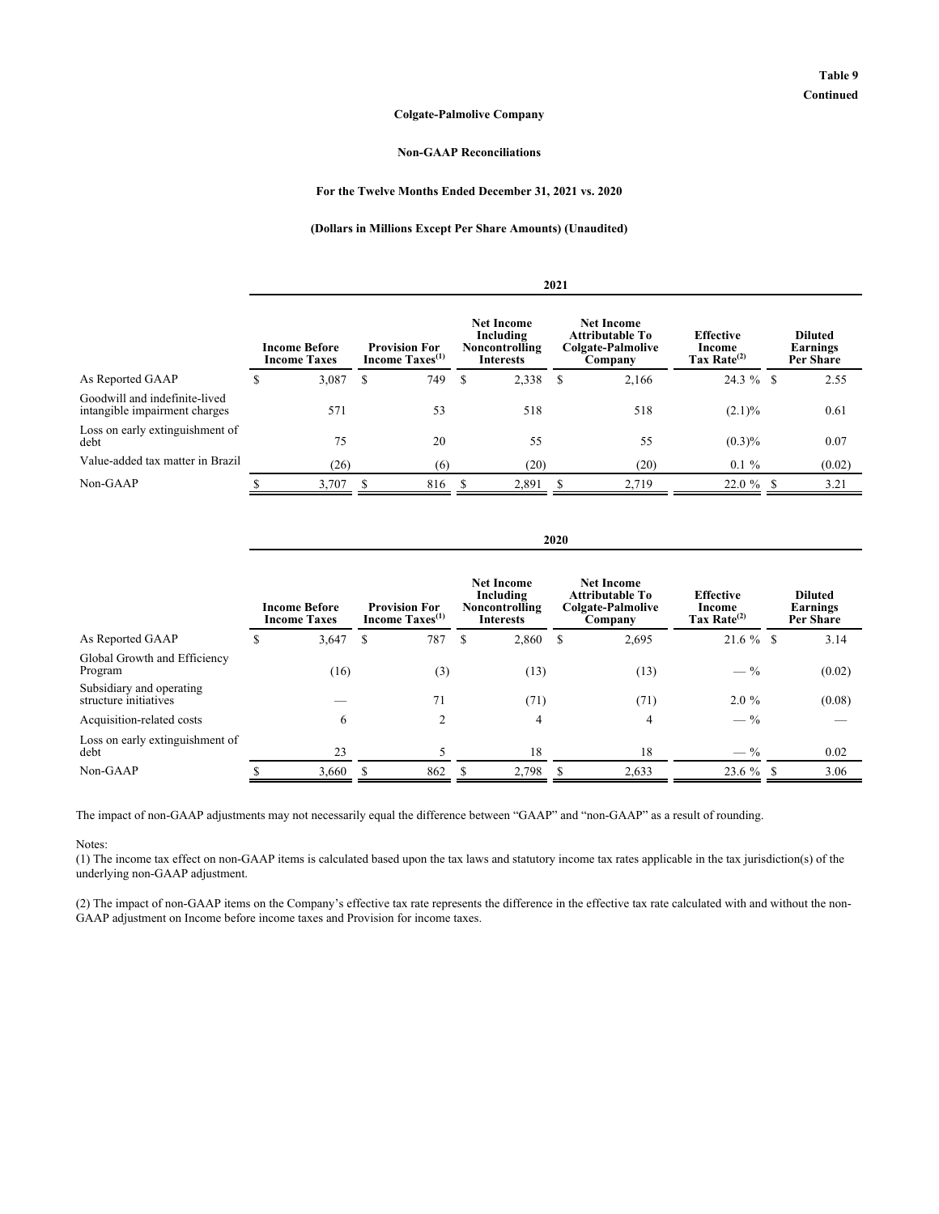**Table 9**
**Continued**

**Colgate-Palmolive Company**

**Non-GAAP Reconciliations**

**For the Twelve Months Ended December 31, 2021 vs. 2020**

**(Dollars in Millions Except Per Share Amounts) (Unaudited)**

| | 2021 | | | | | |
|---|---|---|---|---|---|---|
| | Income Before Income Taxes | Provision For Income Taxes(1) | Net Income Including Noncontrolling Interests | Net Income Attributable To Colgate-Palmolive Company | Effective Income Tax Rate(2) | Diluted Earnings Per Share |
| As Reported GAAP | $ 3,087 | $ 749 | $ 2,338 | $ 2,166 | 24.3 % | $ 2.55 |
| Goodwill and indefinite-lived intangible impairment charges | 571 | 53 | 518 | 518 | (2.1)% | 0.61 |
| Loss on early extinguishment of debt | 75 | 20 | 55 | 55 | (0.3)% | 0.07 |
| Value-added tax matter in Brazil | (26) | (6) | (20) | (20) | 0.1 % | (0.02) |
| Non-GAAP | $ 3,707 | $ 816 | $ 2,891 | $ 2,719 | 22.0 % | $ 3.21 |

| | 2020 | | | | | |
|---|---|---|---|---|---|---|
| | Income Before Income Taxes | Provision For Income Taxes(1) | Net Income Including Noncontrolling Interests | Net Income Attributable To Colgate-Palmolive Company | Effective Income Tax Rate(2) | Diluted Earnings Per Share |
| As Reported GAAP | $ 3,647 | $ 787 | $ 2,860 | $ 2,695 | 21.6 % | $ 3.14 |
| Global Growth and Efficiency Program | (16) | (3) | (13) | (13) | — % | (0.02) |
| Subsidiary and operating structure initiatives | — | 71 | (71) | (71) | 2.0 % | (0.08) |
| Acquisition-related costs | 6 | 2 | 4 | 4 | — % | — |
| Loss on early extinguishment of debt | 23 | 5 | 18 | 18 | — % | 0.02 |
| Non-GAAP | $ 3,660 | $ 862 | $ 2,798 | $ 2,633 | 23.6 % | $ 3.06 |

The impact of non-GAAP adjustments may not necessarily equal the difference between "GAAP" and "non-GAAP" as a result of rounding.

Notes:
(1) The income tax effect on non-GAAP items is calculated based upon the tax laws and statutory income tax rates applicable in the tax jurisdiction(s) of the underlying non-GAAP adjustment.

(2) The impact of non-GAAP items on the Company's effective tax rate represents the difference in the effective tax rate calculated with and without the non-GAAP adjustment on Income before income taxes and Provision for income taxes.